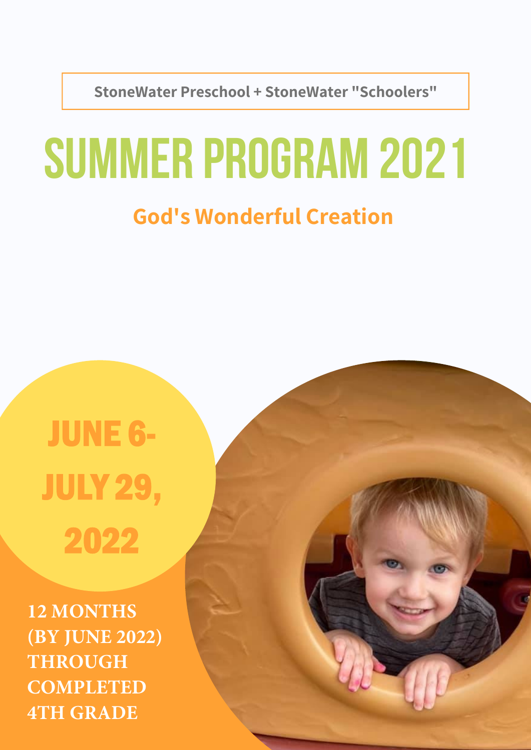StoneWater Preschool + StoneWater "Schoolers"

# SUMMER PROGRAM 2021

## God's Wonderful Creation

**JUNE 6-JULY 29, 2022**

**12 MONTHS (BY JUNE 2022) THROUGH COMPLETED 4TH GRADE**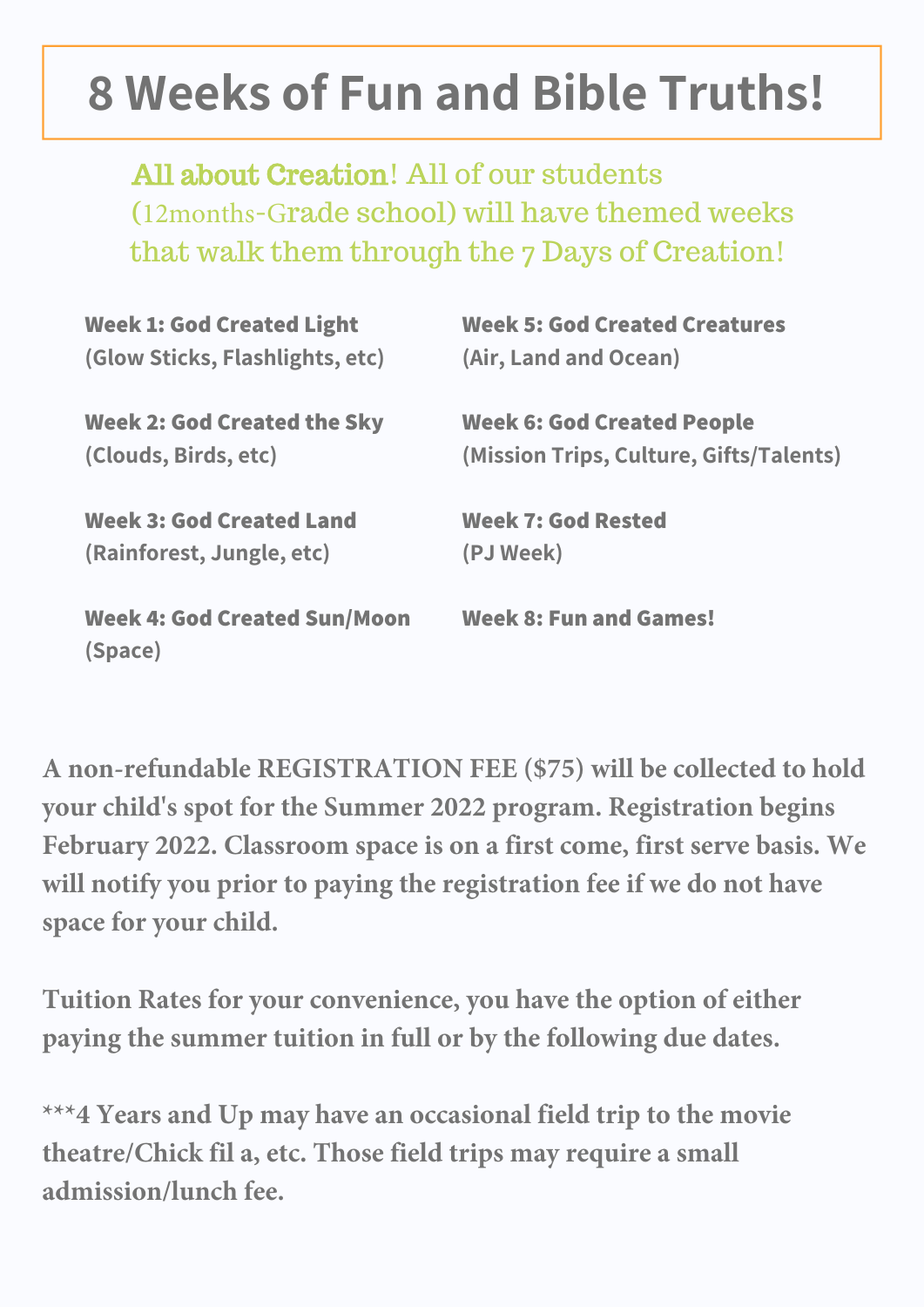# 8 Weeks of Fun and Bible Truths!

**All about Creation**! All of our students (12months-Grade school) will have themed weeks that walk them through the 7 Days of Creation!

**Week 1: God Created Light**
**(Glow Sticks, Flashlights, etc)**

**Week 2: God Created the Sky**
**(Clouds, Birds, etc)**

**Week 3: God Created Land**
**(Rainforest, Jungle, etc)**

**Week 4: God Created Sun/Moon**
**(Space)**

**Week 5: God Created Creatures**
**(Air, Land and Ocean)**

**Week 6: God Created People**
**(Mission Trips, Culture, Gifts/Talents)**

**Week 7: God Rested**
**(PJ Week)**

**Week 8: Fun and Games!**

**A non-refundable REGISTRATION FEE ($75) will be collected to hold your child's spot for the Summer 2022 program. Registration begins February 2022. Classroom space is on a first come, first serve basis. We will notify you prior to paying the registration fee if we do not have space for your child.**

**Tuition Rates for your convenience, you have the option of either paying the summer tuition in full or by the following due dates.**

**\*\*\*4 Years and Up may have an occasional field trip to the movie theatre/Chick fil a, etc. Those field trips may require a small admission/lunch fee.**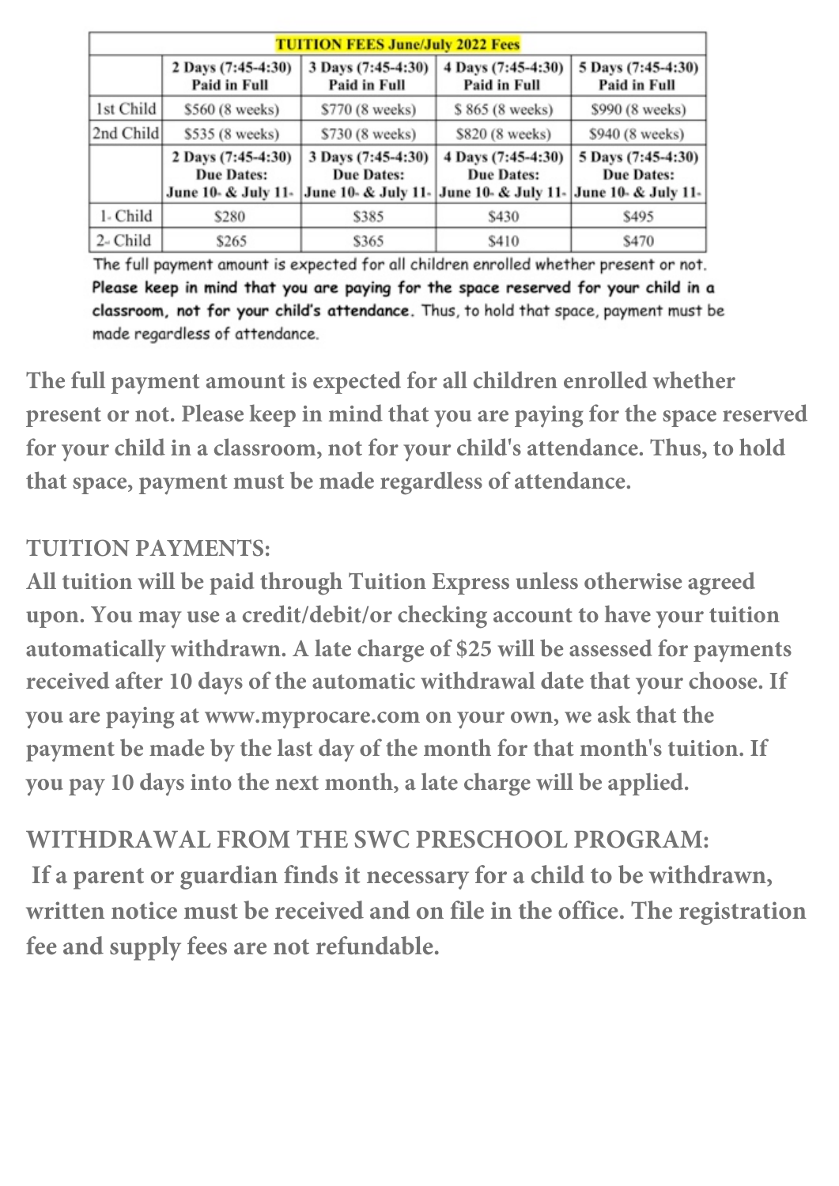| TUITION FEES June/July 2022 Fees | | | | |
|---|---|---|---|---|
| | **2 Days (7:45-4:30) Paid in Full** | **3 Days (7:45-4:30) Paid in Full** | **4 Days (7:45-4:30) Paid in Full** | **5 Days (7:45-4:30) Paid in Full** |
| 1st Child | $560 (8 weeks) | $770 (8 weeks) | $ 865 (8 weeks) | $990 (8 weeks) |
| 2nd Child | $535 (8 weeks) | $730 (8 weeks) | $820 (8 weeks) | $940 (8 weeks) |
| | **2 Days (7:45-4:30) Due Dates: June 10- & July 11-** | **3 Days (7:45-4:30) Due Dates: June 10- & July 11-** | **4 Days (7:45-4:30) Due Dates: June 10- & July 11-** | **5 Days (7:45-4:30) Due Dates: June 10- & July 11-** |
| 1- Child | $280 | $385 | $430 | $495 |
| 2- Child | $265 | $365 | $410 | $470 |

The full payment amount is expected for all children enrolled whether present or not. **Please keep in mind that you are paying for the space reserved for your child in a classroom, not for your child's attendance.** Thus, to hold that space, payment must be made regardless of attendance.

**The full payment amount is expected for all children enrolled whether present or not. Please keep in mind that you are paying for the space reserved for your child in a classroom, not for your child's attendance. Thus, to hold that space, payment must be made regardless of attendance.**

**TUITION PAYMENTS:**

**All tuition will be paid through Tuition Express unless otherwise agreed upon. You may use a credit/debit/or checking account to have your tuition automatically withdrawn. A late charge of $25 will be assessed for payments received after 10 days of the automatic withdrawal date that your choose. If you are paying at www.myprocare.com on your own, we ask that the payment be made by the last day of the month for that month's tuition. If you pay 10 days into the next month, a late charge will be applied.**

**WITHDRAWAL FROM THE SWC PRESCHOOL PROGRAM:**

**If a parent or guardian finds it necessary for a child to be withdrawn, written notice must be received and on file in the office. The registration fee and supply fees are not refundable.**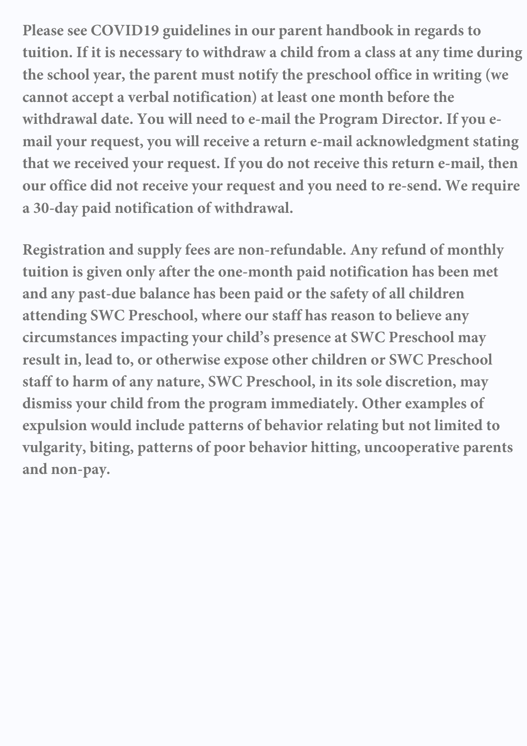**Please see COVID19 guidelines in our parent handbook in regards to tuition. If it is necessary to withdraw a child from a class at any time during the school year, the parent must notify the preschool office in writing (we cannot accept a verbal notification) at least one month before the withdrawal date. You will need to e-mail the Program Director. If you e-mail your request, you will receive a return e-mail acknowledgment stating that we received your request. If you do not receive this return e-mail, then our office did not receive your request and you need to re-send. We require a 30-day paid notification of withdrawal.**

**Registration and supply fees are non-refundable. Any refund of monthly tuition is given only after the one-month paid notification has been met and any past-due balance has been paid or the safety of all children attending SWC Preschool, where our staff has reason to believe any circumstances impacting your child's presence at SWC Preschool may result in, lead to, or otherwise expose other children or SWC Preschool staff to harm of any nature, SWC Preschool, in its sole discretion, may dismiss your child from the program immediately. Other examples of expulsion would include patterns of behavior relating but not limited to vulgarity, biting, patterns of poor behavior hitting, uncooperative parents and non-pay.**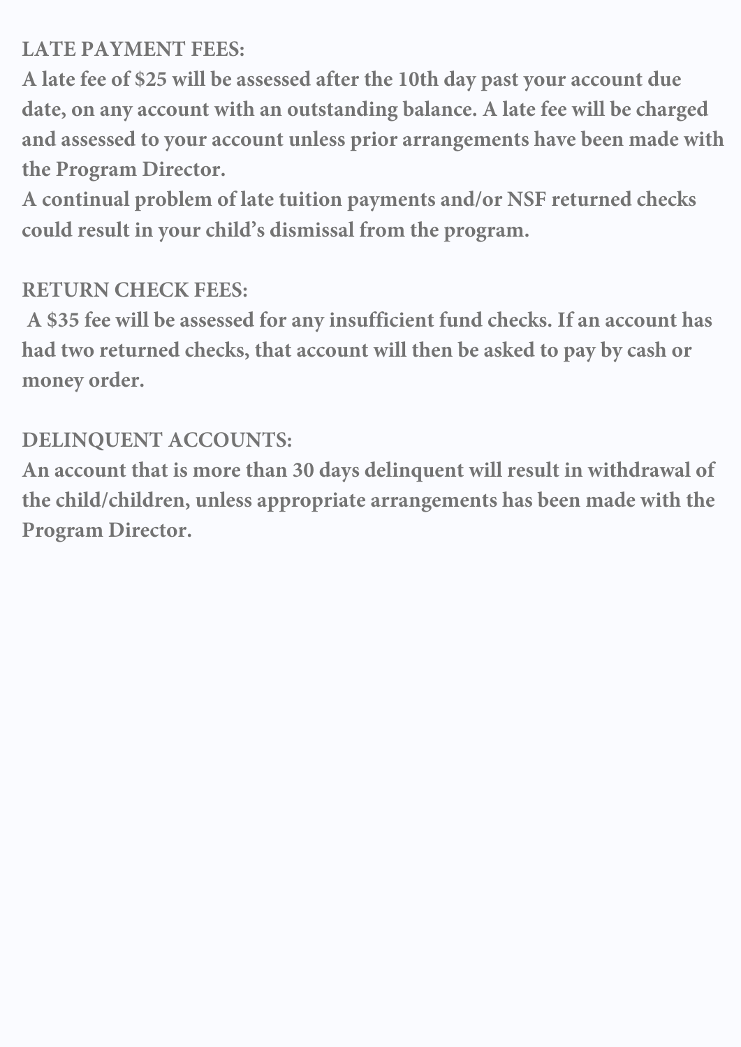## LATE PAYMENT FEES:

A late fee of $25 will be assessed after the 10th day past your account due date, on any account with an outstanding balance. A late fee will be charged and assessed to your account unless prior arrangements have been made with the Program Director.

A continual problem of late tuition payments and/or NSF returned checks could result in your child's dismissal from the program.

## RETURN CHECK FEES:

A $35 fee will be assessed for any insufficient fund checks. If an account has had two returned checks, that account will then be asked to pay by cash or money order.

## DELINQUENT ACCOUNTS:

An account that is more than 30 days delinquent will result in withdrawal of the child/children, unless appropriate arrangements has been made with the Program Director.